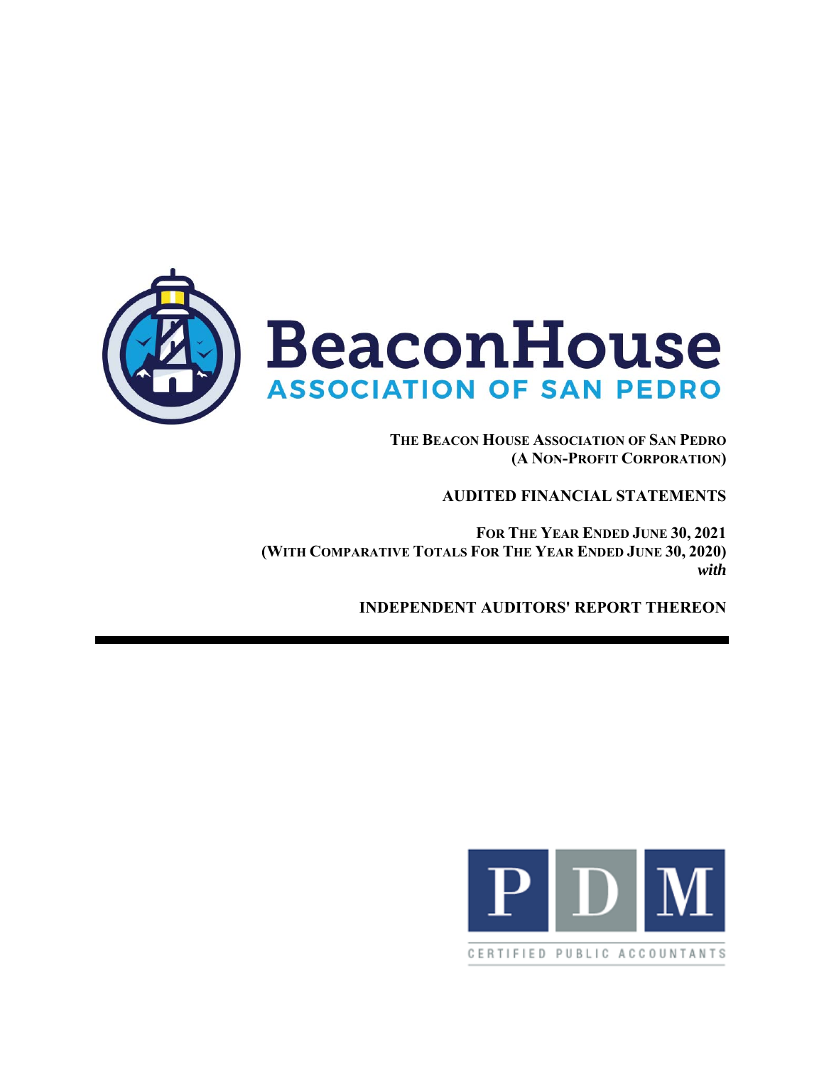# BeaconHouse

## ASSOCIATION OF SAN PEDRO

**THE BEACON HOUSE ASSOCIATION OF SAN PEDRO**
**(A NON-PROFIT CORPORATION)**

**AUDITED FINANCIAL STATEMENTS**

**FOR THE YEAR ENDED JUNE 30, 2021**
**(WITH COMPARATIVE TOTALS FOR THE YEAR ENDED JUNE 30, 2020)**
***with***

**INDEPENDENT AUDITORS' REPORT THEREON**

---

PDM

CERTIFIED PUBLIC ACCOUNTANTS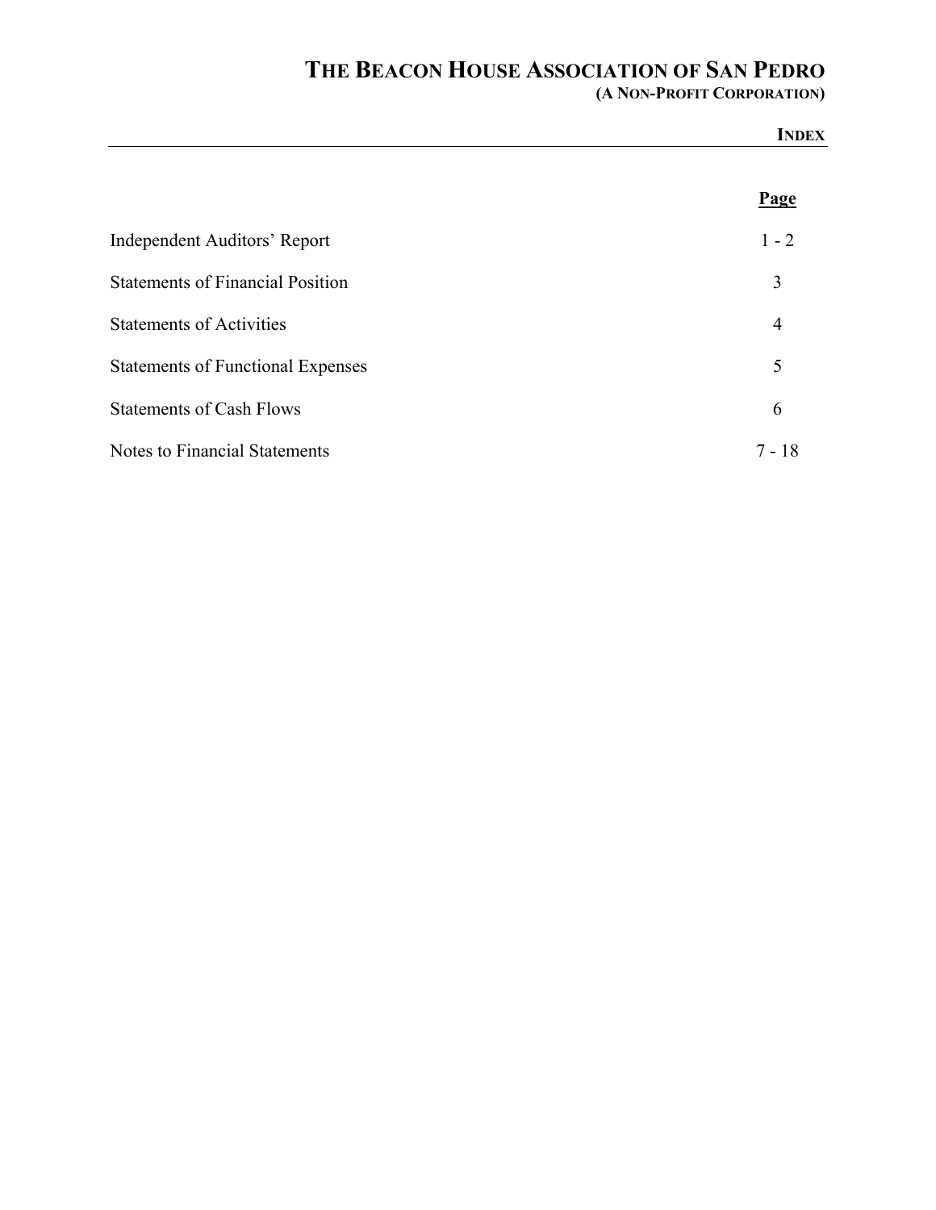# THE BEACON HOUSE ASSOCIATION OF SAN PEDRO

**(A NON-PROFIT CORPORATION)**

**INDEX**

| | Page |
|---|---|
| Independent Auditors' Report | 1 - 2 |
| Statements of Financial Position | 3 |
| Statements of Activities | 4 |
| Statements of Functional Expenses | 5 |
| Statements of Cash Flows | 6 |
| Notes to Financial Statements | 7 - 18 |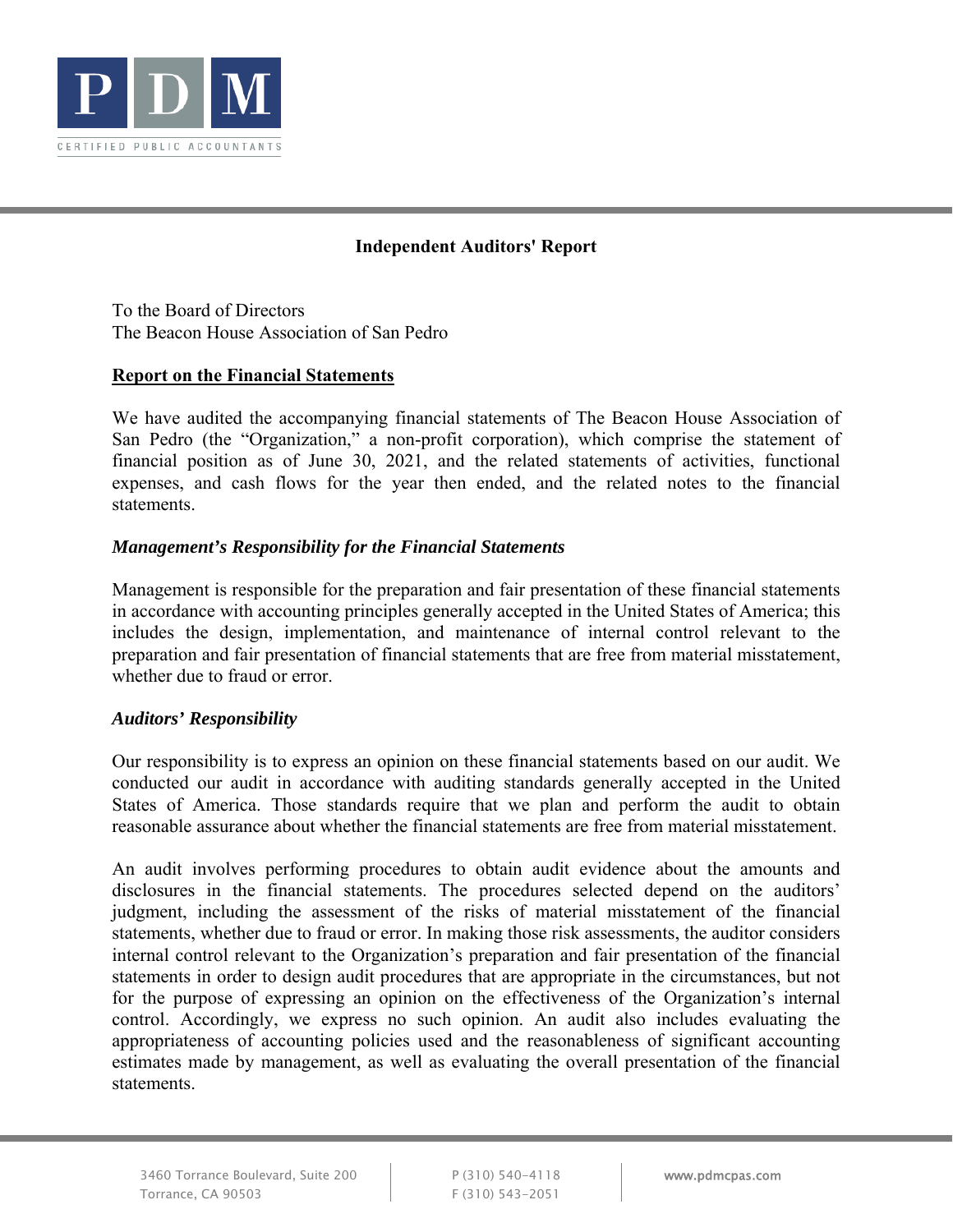## Independent Auditors' Report

To the Board of Directors
The Beacon House Association of San Pedro

**Report on the Financial Statements**

We have audited the accompanying financial statements of The Beacon House Association of San Pedro (the "Organization," a non-profit corporation), which comprise the statement of financial position as of June 30, 2021, and the related statements of activities, functional expenses, and cash flows for the year then ended, and the related notes to the financial statements.

***Management's Responsibility for the Financial Statements***

Management is responsible for the preparation and fair presentation of these financial statements in accordance with accounting principles generally accepted in the United States of America; this includes the design, implementation, and maintenance of internal control relevant to the preparation and fair presentation of financial statements that are free from material misstatement, whether due to fraud or error.

***Auditors' Responsibility***

Our responsibility is to express an opinion on these financial statements based on our audit. We conducted our audit in accordance with auditing standards generally accepted in the United States of America. Those standards require that we plan and perform the audit to obtain reasonable assurance about whether the financial statements are free from material misstatement.

An audit involves performing procedures to obtain audit evidence about the amounts and disclosures in the financial statements. The procedures selected depend on the auditors' judgment, including the assessment of the risks of material misstatement of the financial statements, whether due to fraud or error. In making those risk assessments, the auditor considers internal control relevant to the Organization's preparation and fair presentation of the financial statements in order to design audit procedures that are appropriate in the circumstances, but not for the purpose of expressing an opinion on the effectiveness of the Organization's internal control. Accordingly, we express no such opinion. An audit also includes evaluating the appropriateness of accounting policies used and the reasonableness of significant accounting estimates made by management, as well as evaluating the overall presentation of the financial statements.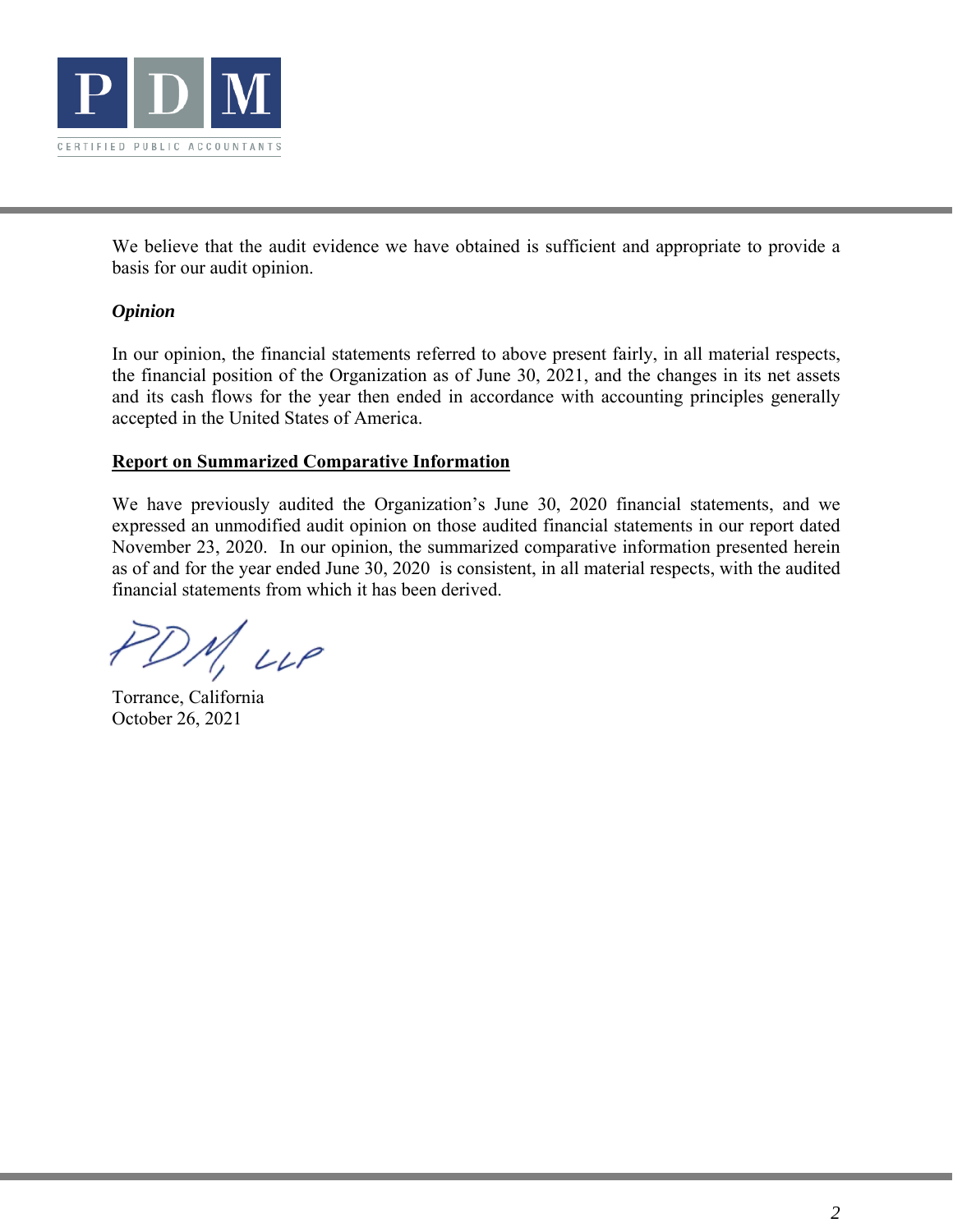We believe that the audit evidence we have obtained is sufficient and appropriate to provide a basis for our audit opinion.

***Opinion***

In our opinion, the financial statements referred to above present fairly, in all material respects, the financial position of the Organization as of June 30, 2021, and the changes in its net assets and its cash flows for the year then ended in accordance with accounting principles generally accepted in the United States of America.

**Report on Summarized Comparative Information**

We have previously audited the Organization's June 30, 2020 financial statements, and we expressed an unmodified audit opinion on those audited financial statements in our report dated November 23, 2020. In our opinion, the summarized comparative information presented herein as of and for the year ended June 30, 2020 is consistent, in all material respects, with the audited financial statements from which it has been derived.

PDM, LLP

Torrance, California
October 26, 2021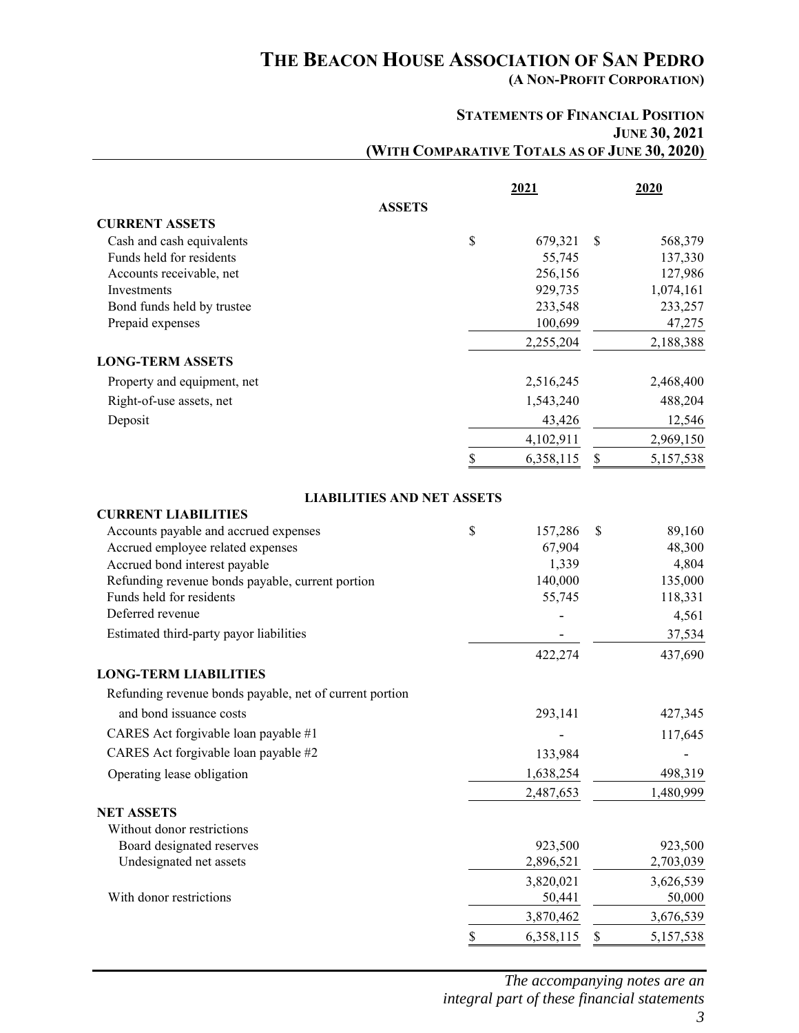# THE BEACON HOUSE ASSOCIATION OF SAN PEDRO

**(A NON-PROFIT CORPORATION)**

## STATEMENTS OF FINANCIAL POSITION
### JUNE 30, 2021
### (WITH COMPARATIVE TOTALS AS OF JUNE 30, 2020)

| | 2021 | 2020 |
|---|---|---|
| **ASSETS** | | |
| **CURRENT ASSETS** | | |
| Cash and cash equivalents | $ 679,321 | $ 568,379 |
| Funds held for residents | 55,745 | 137,330 |
| Accounts receivable, net | 256,156 | 127,986 |
| Investments | 929,735 | 1,074,161 |
| Bond funds held by trustee | 233,548 | 233,257 |
| Prepaid expenses | 100,699 | 47,275 |
| | 2,255,204 | 2,188,388 |
| **LONG-TERM ASSETS** | | |
| Property and equipment, net | 2,516,245 | 2,468,400 |
| Right-of-use assets, net | 1,543,240 | 488,204 |
| Deposit | 43,426 | 12,546 |
| | 4,102,911 | 2,969,150 |
| | $ 6,358,115 | $ 5,157,538 |
| **LIABILITIES AND NET ASSETS** | | |
| **CURRENT LIABILITIES** | | |
| Accounts payable and accrued expenses | $ 157,286 | $ 89,160 |
| Accrued employee related expenses | 67,904 | 48,300 |
| Accrued bond interest payable | 1,339 | 4,804 |
| Refunding revenue bonds payable, current portion | 140,000 | 135,000 |
| Funds held for residents | 55,745 | 118,331 |
| Deferred revenue | - | 4,561 |
| Estimated third-party payor liabilities | - | 37,534 |
| | 422,274 | 437,690 |
| **LONG-TERM LIABILITIES** | | |
| Refunding revenue bonds payable, net of current portion and bond issuance costs | 293,141 | 427,345 |
| CARES Act forgivable loan payable #1 | - | 117,645 |
| CARES Act forgivable loan payable #2 | 133,984 | - |
| Operating lease obligation | 1,638,254 | 498,319 |
| | 2,487,653 | 1,480,999 |
| **NET ASSETS** | | |
| Without donor restrictions | | |
| Board designated reserves | 923,500 | 923,500 |
| Undesignated net assets | 2,896,521 | 2,703,039 |
| | 3,820,021 | 3,626,539 |
| With donor restrictions | 50,441 | 50,000 |
| | 3,870,462 | 3,676,539 |
| | $ 6,358,115 | $ 5,157,538 |

*The accompanying notes are an integral part of these financial statements*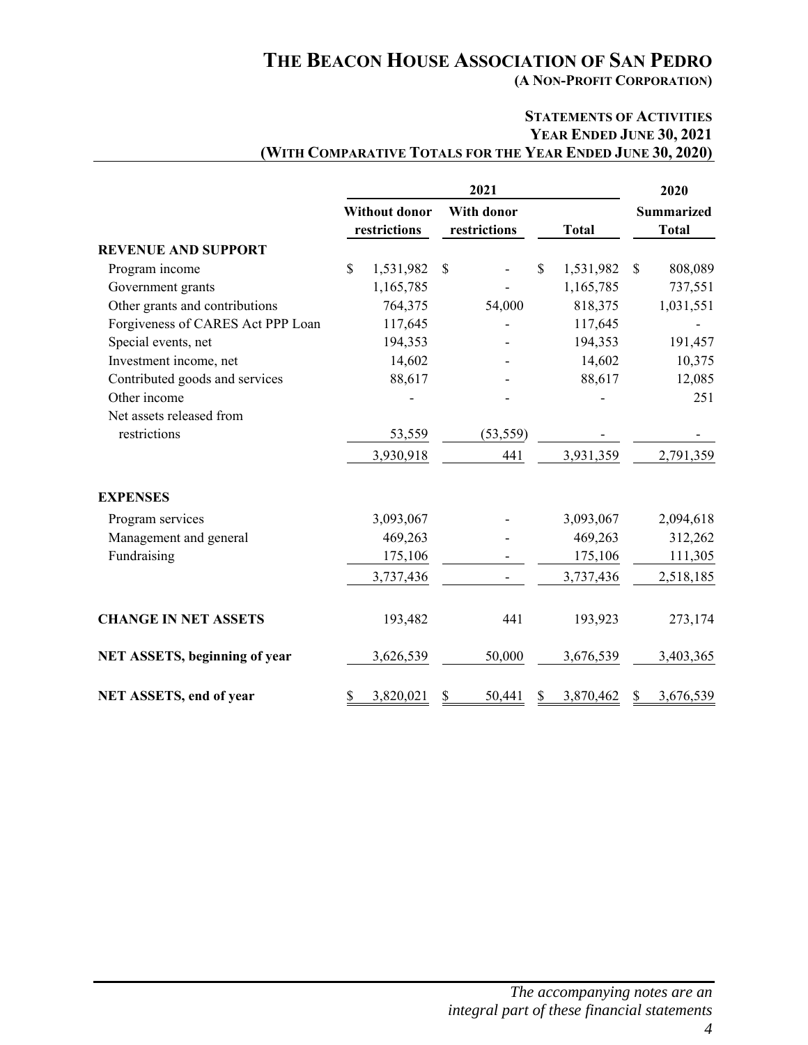# THE BEACON HOUSE ASSOCIATION OF SAN PEDRO

**(A NON-PROFIT CORPORATION)**

## STATEMENTS OF ACTIVITIES
### YEAR ENDED JUNE 30, 2021
### (WITH COMPARATIVE TOTALS FOR THE YEAR ENDED JUNE 30, 2020)

| | 2021 | | | 2020 |
|---|---|---|---|---|
| | Without donor restrictions | With donor restrictions | Total | Summarized Total |
| **REVENUE AND SUPPORT** | | | | |
| Program income | $ 1,531,982 | $ - | $ 1,531,982 | $ 808,089 |
| Government grants | 1,165,785 | - | 1,165,785 | 737,551 |
| Other grants and contributions | 764,375 | 54,000 | 818,375 | 1,031,551 |
| Forgiveness of CARES Act PPP Loan | 117,645 | - | 117,645 | - |
| Special events, net | 194,353 | - | 194,353 | 191,457 |
| Investment income, net | 14,602 | - | 14,602 | 10,375 |
| Contributed goods and services | 88,617 | - | 88,617 | 12,085 |
| Other income | - | - | - | 251 |
| Net assets released from restrictions | 53,559 | (53,559) | - | - |
| | 3,930,918 | 441 | 3,931,359 | 2,791,359 |
| **EXPENSES** | | | | |
| Program services | 3,093,067 | - | 3,093,067 | 2,094,618 |
| Management and general | 469,263 | - | 469,263 | 312,262 |
| Fundraising | 175,106 | - | 175,106 | 111,305 |
| | 3,737,436 | - | 3,737,436 | 2,518,185 |
| **CHANGE IN NET ASSETS** | 193,482 | 441 | 193,923 | 273,174 |
| **NET ASSETS, beginning of year** | 3,626,539 | 50,000 | 3,676,539 | 3,403,365 |
| **NET ASSETS, end of year** | $ 3,820,021 | $ 50,441 | $ 3,870,462 | $ 3,676,539 |

*The accompanying notes are an integral part of these financial statements*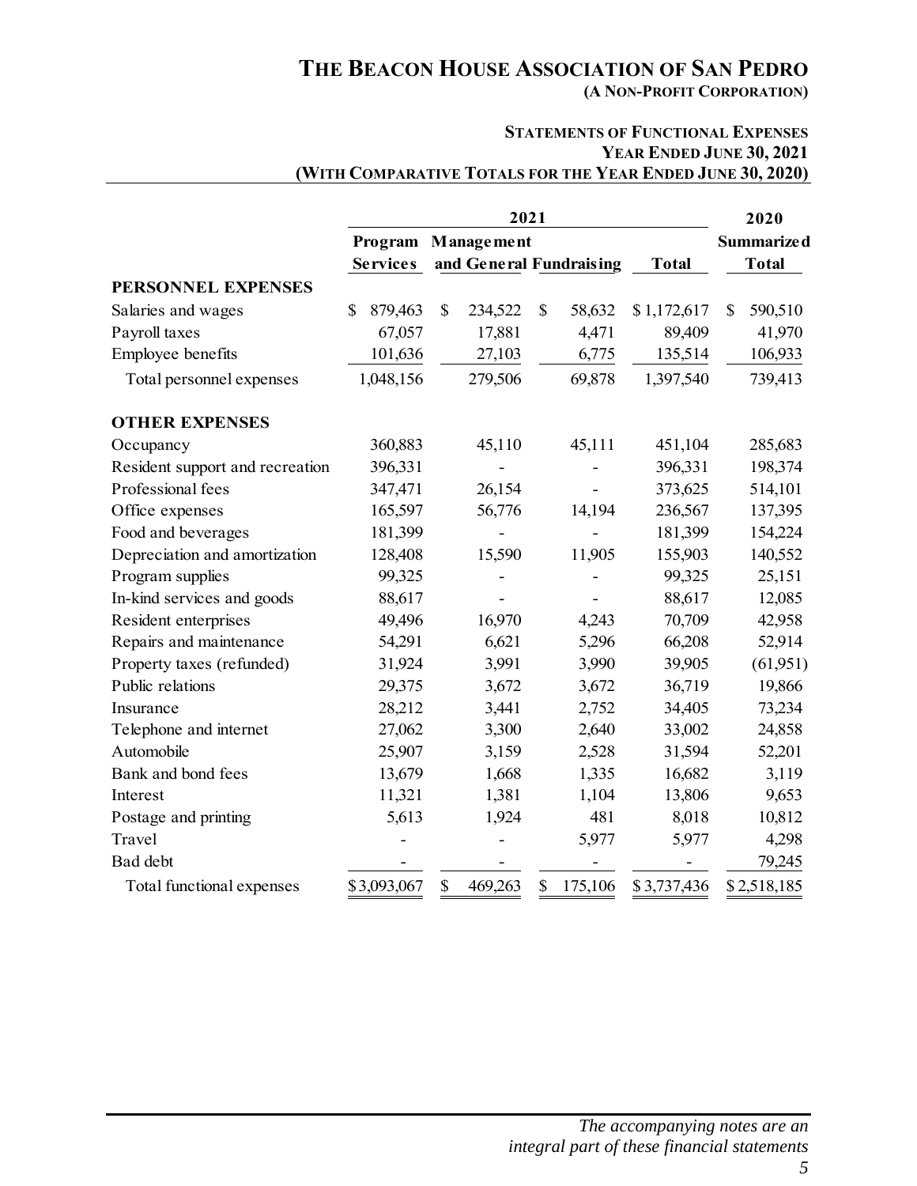# THE BEACON HOUSE ASSOCIATION OF SAN PEDRO

**(A NON-PROFIT CORPORATION)**

**STATEMENTS OF FUNCTIONAL EXPENSES**
**YEAR ENDED JUNE 30, 2021**
**(WITH COMPARATIVE TOTALS FOR THE YEAR ENDED JUNE 30, 2020)**

| | 2021 | | | | 2020 |
|---|---|---|---|---|---|
| | Program Services | Management and General | Fundraising | Total | Summarized Total |
| **PERSONNEL EXPENSES** | | | | | |
| Salaries and wages | $ 879,463 | $ 234,522 | $ 58,632 | $ 1,172,617 | $ 590,510 |
| Payroll taxes | 67,057 | 17,881 | 4,471 | 89,409 | 41,970 |
| Employee benefits | 101,636 | 27,103 | 6,775 | 135,514 | 106,933 |
| Total personnel expenses | 1,048,156 | 279,506 | 69,878 | 1,397,540 | 739,413 |
| **OTHER EXPENSES** | | | | | |
| Occupancy | 360,883 | 45,110 | 45,111 | 451,104 | 285,683 |
| Resident support and recreation | 396,331 | - | - | 396,331 | 198,374 |
| Professional fees | 347,471 | 26,154 | - | 373,625 | 514,101 |
| Office expenses | 165,597 | 56,776 | 14,194 | 236,567 | 137,395 |
| Food and beverages | 181,399 | - | - | 181,399 | 154,224 |
| Depreciation and amortization | 128,408 | 15,590 | 11,905 | 155,903 | 140,552 |
| Program supplies | 99,325 | - | - | 99,325 | 25,151 |
| In-kind services and goods | 88,617 | - | - | 88,617 | 12,085 |
| Resident enterprises | 49,496 | 16,970 | 4,243 | 70,709 | 42,958 |
| Repairs and maintenance | 54,291 | 6,621 | 5,296 | 66,208 | 52,914 |
| Property taxes (refunded) | 31,924 | 3,991 | 3,990 | 39,905 | (61,951) |
| Public relations | 29,375 | 3,672 | 3,672 | 36,719 | 19,866 |
| Insurance | 28,212 | 3,441 | 2,752 | 34,405 | 73,234 |
| Telephone and internet | 27,062 | 3,300 | 2,640 | 33,002 | 24,858 |
| Automobile | 25,907 | 3,159 | 2,528 | 31,594 | 52,201 |
| Bank and bond fees | 13,679 | 1,668 | 1,335 | 16,682 | 3,119 |
| Interest | 11,321 | 1,381 | 1,104 | 13,806 | 9,653 |
| Postage and printing | 5,613 | 1,924 | 481 | 8,018 | 10,812 |
| Travel | - | - | 5,977 | 5,977 | 4,298 |
| Bad debt | - | - | - | - | 79,245 |
| Total functional expenses | $ 3,093,067 | $ 469,263 | $ 175,106 | $ 3,737,436 | $ 2,518,185 |

*The accompanying notes are an integral part of these financial statements*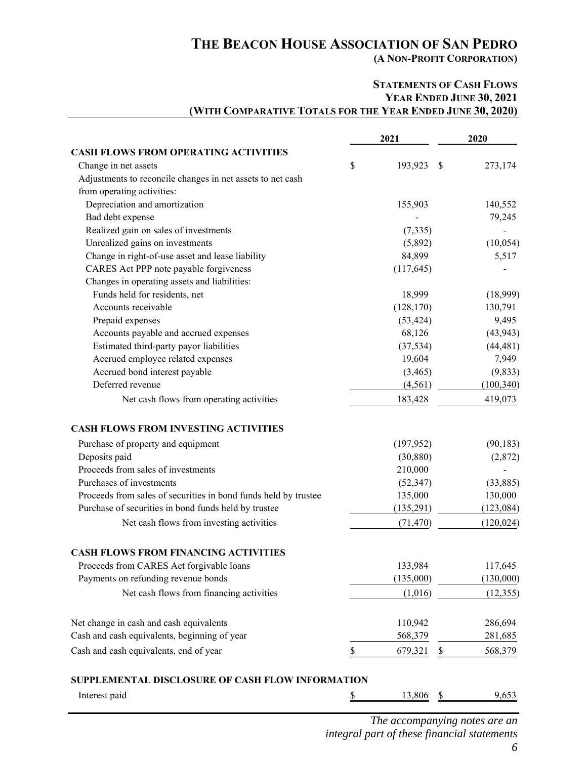# THE BEACON HOUSE ASSOCIATION OF SAN PEDRO
**(A NON-PROFIT CORPORATION)**

## STATEMENTS OF CASH FLOWS
**YEAR ENDED JUNE 30, 2021**
**(WITH COMPARATIVE TOTALS FOR THE YEAR ENDED JUNE 30, 2020)**

| | 2021 | 2020 |
|---|---|---|
| **CASH FLOWS FROM OPERATING ACTIVITIES** | | |
| Change in net assets | $ 193,923 | $ 273,174 |
| Adjustments to reconcile changes in net assets to net cash from operating activities: | | |
| Depreciation and amortization | 155,903 | 140,552 |
| Bad debt expense | - | 79,245 |
| Realized gain on sales of investments | (7,335) | - |
| Unrealized gains on investments | (5,892) | (10,054) |
| Change in right-of-use asset and lease liability | 84,899 | 5,517 |
| CARES Act PPP note payable forgiveness | (117,645) | - |
| Changes in operating assets and liabilities: | | |
| Funds held for residents, net | 18,999 | (18,999) |
| Accounts receivable | (128,170) | 130,791 |
| Prepaid expenses | (53,424) | 9,495 |
| Accounts payable and accrued expenses | 68,126 | (43,943) |
| Estimated third-party payor liabilities | (37,534) | (44,481) |
| Accrued employee related expenses | 19,604 | 7,949 |
| Accrued bond interest payable | (3,465) | (9,833) |
| Deferred revenue | (4,561) | (100,340) |
| Net cash flows from operating activities | 183,428 | 419,073 |
| **CASH FLOWS FROM INVESTING ACTIVITIES** | | |
| Purchase of property and equipment | (197,952) | (90,183) |
| Deposits paid | (30,880) | (2,872) |
| Proceeds from sales of investments | 210,000 | - |
| Purchases of investments | (52,347) | (33,885) |
| Proceeds from sales of securities in bond funds held by trustee | 135,000 | 130,000 |
| Purchase of securities in bond funds held by trustee | (135,291) | (123,084) |
| Net cash flows from investing activities | (71,470) | (120,024) |
| **CASH FLOWS FROM FINANCING ACTIVITIES** | | |
| Proceeds from CARES Act forgivable loans | 133,984 | 117,645 |
| Payments on refunding revenue bonds | (135,000) | (130,000) |
| Net cash flows from financing activities | (1,016) | (12,355) |
| Net change in cash and cash equivalents | 110,942 | 286,694 |
| Cash and cash equivalents, beginning of year | 568,379 | 281,685 |
| Cash and cash equivalents, end of year | $ 679,321 | $ 568,379 |
| **SUPPLEMENTAL DISCLOSURE OF CASH FLOW INFORMATION** | | |
| Interest paid | $ 13,806 | $ 9,653 |

*The accompanying notes are an integral part of these financial statements*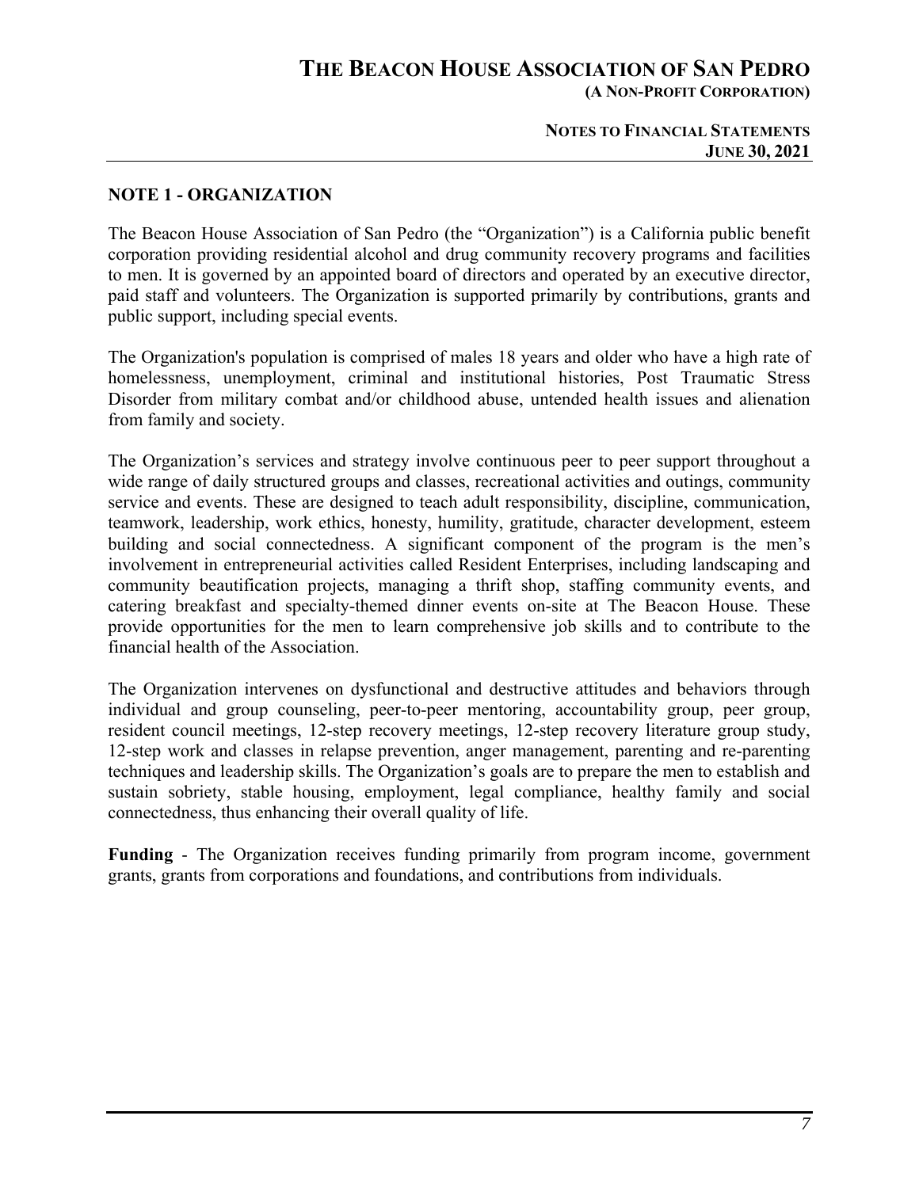# THE BEACON HOUSE ASSOCIATION OF SAN PEDRO

**(A NON-PROFIT CORPORATION)**

**NOTES TO FINANCIAL STATEMENTS**
**JUNE 30, 2021**

## NOTE 1 - ORGANIZATION

The Beacon House Association of San Pedro (the "Organization") is a California public benefit corporation providing residential alcohol and drug community recovery programs and facilities to men. It is governed by an appointed board of directors and operated by an executive director, paid staff and volunteers. The Organization is supported primarily by contributions, grants and public support, including special events.

The Organization's population is comprised of males 18 years and older who have a high rate of homelessness, unemployment, criminal and institutional histories, Post Traumatic Stress Disorder from military combat and/or childhood abuse, untended health issues and alienation from family and society.

The Organization's services and strategy involve continuous peer to peer support throughout a wide range of daily structured groups and classes, recreational activities and outings, community service and events. These are designed to teach adult responsibility, discipline, communication, teamwork, leadership, work ethics, honesty, humility, gratitude, character development, esteem building and social connectedness. A significant component of the program is the men's involvement in entrepreneurial activities called Resident Enterprises, including landscaping and community beautification projects, managing a thrift shop, staffing community events, and catering breakfast and specialty-themed dinner events on-site at The Beacon House. These provide opportunities for the men to learn comprehensive job skills and to contribute to the financial health of the Association.

The Organization intervenes on dysfunctional and destructive attitudes and behaviors through individual and group counseling, peer-to-peer mentoring, accountability group, peer group, resident council meetings, 12-step recovery meetings, 12-step recovery literature group study, 12-step work and classes in relapse prevention, anger management, parenting and re-parenting techniques and leadership skills. The Organization's goals are to prepare the men to establish and sustain sobriety, stable housing, employment, legal compliance, healthy family and social connectedness, thus enhancing their overall quality of life.

**Funding** - The Organization receives funding primarily from program income, government grants, grants from corporations and foundations, and contributions from individuals.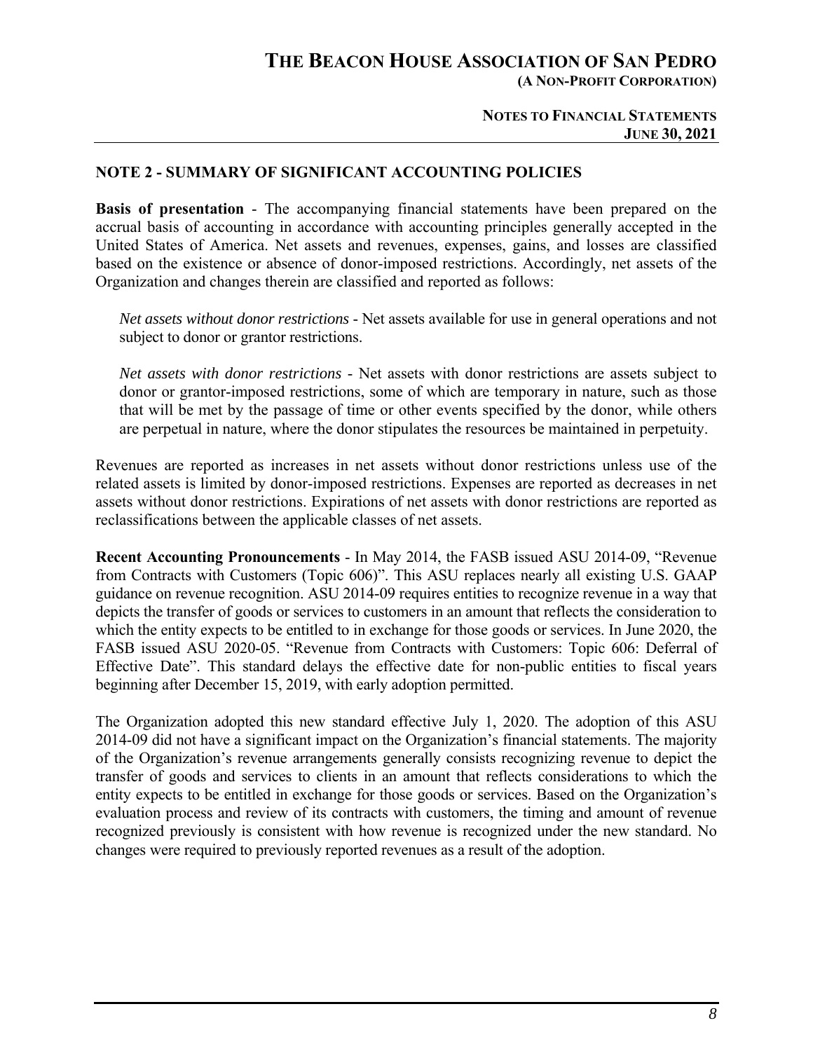## NOTE 2 - SUMMARY OF SIGNIFICANT ACCOUNTING POLICIES

**Basis of presentation** - The accompanying financial statements have been prepared on the accrual basis of accounting in accordance with accounting principles generally accepted in the United States of America. Net assets and revenues, expenses, gains, and losses are classified based on the existence or absence of donor-imposed restrictions. Accordingly, net assets of the Organization and changes therein are classified and reported as follows:

*Net assets without donor restrictions* - Net assets available for use in general operations and not subject to donor or grantor restrictions.

*Net assets with donor restrictions* - Net assets with donor restrictions are assets subject to donor or grantor-imposed restrictions, some of which are temporary in nature, such as those that will be met by the passage of time or other events specified by the donor, while others are perpetual in nature, where the donor stipulates the resources be maintained in perpetuity.

Revenues are reported as increases in net assets without donor restrictions unless use of the related assets is limited by donor-imposed restrictions. Expenses are reported as decreases in net assets without donor restrictions. Expirations of net assets with donor restrictions are reported as reclassifications between the applicable classes of net assets.

**Recent Accounting Pronouncements** - In May 2014, the FASB issued ASU 2014-09, "Revenue from Contracts with Customers (Topic 606)". This ASU replaces nearly all existing U.S. GAAP guidance on revenue recognition. ASU 2014-09 requires entities to recognize revenue in a way that depicts the transfer of goods or services to customers in an amount that reflects the consideration to which the entity expects to be entitled to in exchange for those goods or services. In June 2020, the FASB issued ASU 2020-05. "Revenue from Contracts with Customers: Topic 606: Deferral of Effective Date". This standard delays the effective date for non-public entities to fiscal years beginning after December 15, 2019, with early adoption permitted.

The Organization adopted this new standard effective July 1, 2020. The adoption of this ASU 2014-09 did not have a significant impact on the Organization's financial statements. The majority of the Organization's revenue arrangements generally consists recognizing revenue to depict the transfer of goods and services to clients in an amount that reflects considerations to which the entity expects to be entitled in exchange for those goods or services. Based on the Organization's evaluation process and review of its contracts with customers, the timing and amount of revenue recognized previously is consistent with how revenue is recognized under the new standard. No changes were required to previously reported revenues as a result of the adoption.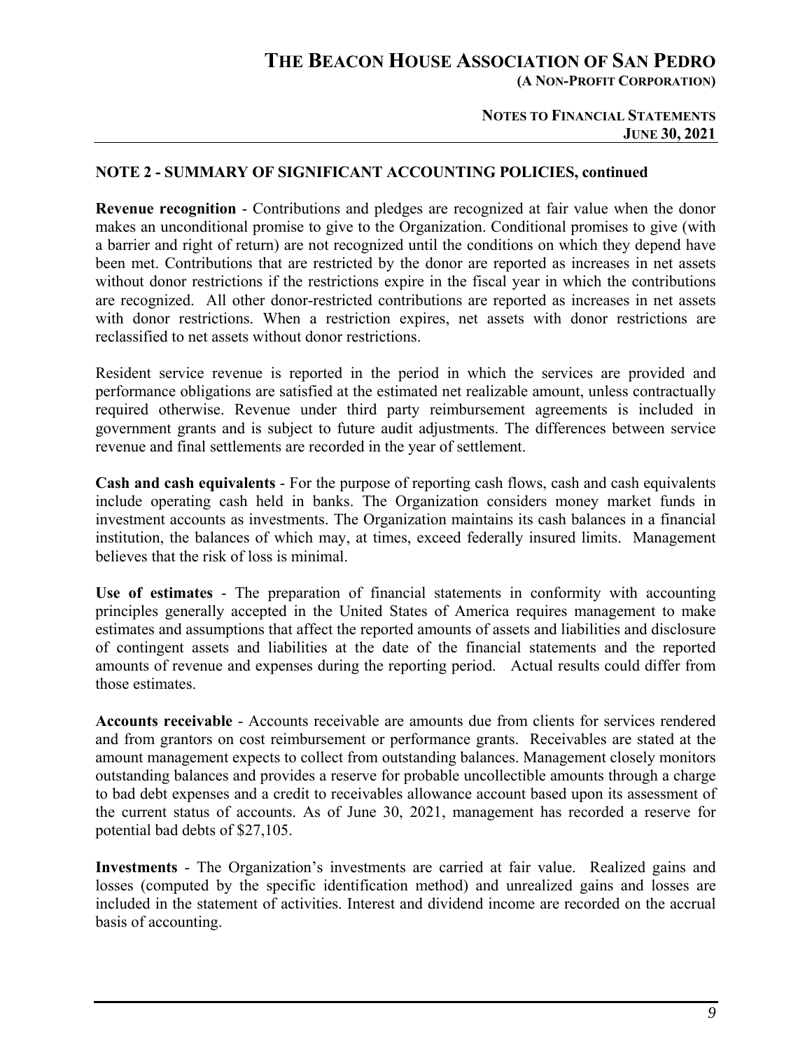## NOTE 2 - SUMMARY OF SIGNIFICANT ACCOUNTING POLICIES, continued

**Revenue recognition** - Contributions and pledges are recognized at fair value when the donor makes an unconditional promise to give to the Organization. Conditional promises to give (with a barrier and right of return) are not recognized until the conditions on which they depend have been met. Contributions that are restricted by the donor are reported as increases in net assets without donor restrictions if the restrictions expire in the fiscal year in which the contributions are recognized. All other donor-restricted contributions are reported as increases in net assets with donor restrictions. When a restriction expires, net assets with donor restrictions are reclassified to net assets without donor restrictions.

Resident service revenue is reported in the period in which the services are provided and performance obligations are satisfied at the estimated net realizable amount, unless contractually required otherwise. Revenue under third party reimbursement agreements is included in government grants and is subject to future audit adjustments. The differences between service revenue and final settlements are recorded in the year of settlement.

**Cash and cash equivalents** - For the purpose of reporting cash flows, cash and cash equivalents include operating cash held in banks. The Organization considers money market funds in investment accounts as investments. The Organization maintains its cash balances in a financial institution, the balances of which may, at times, exceed federally insured limits. Management believes that the risk of loss is minimal.

**Use of estimates** - The preparation of financial statements in conformity with accounting principles generally accepted in the United States of America requires management to make estimates and assumptions that affect the reported amounts of assets and liabilities and disclosure of contingent assets and liabilities at the date of the financial statements and the reported amounts of revenue and expenses during the reporting period. Actual results could differ from those estimates.

**Accounts receivable** - Accounts receivable are amounts due from clients for services rendered and from grantors on cost reimbursement or performance grants. Receivables are stated at the amount management expects to collect from outstanding balances. Management closely monitors outstanding balances and provides a reserve for probable uncollectible amounts through a charge to bad debt expenses and a credit to receivables allowance account based upon its assessment of the current status of accounts. As of June 30, 2021, management has recorded a reserve for potential bad debts of $27,105.

**Investments** - The Organization's investments are carried at fair value. Realized gains and losses (computed by the specific identification method) and unrealized gains and losses are included in the statement of activities. Interest and dividend income are recorded on the accrual basis of accounting.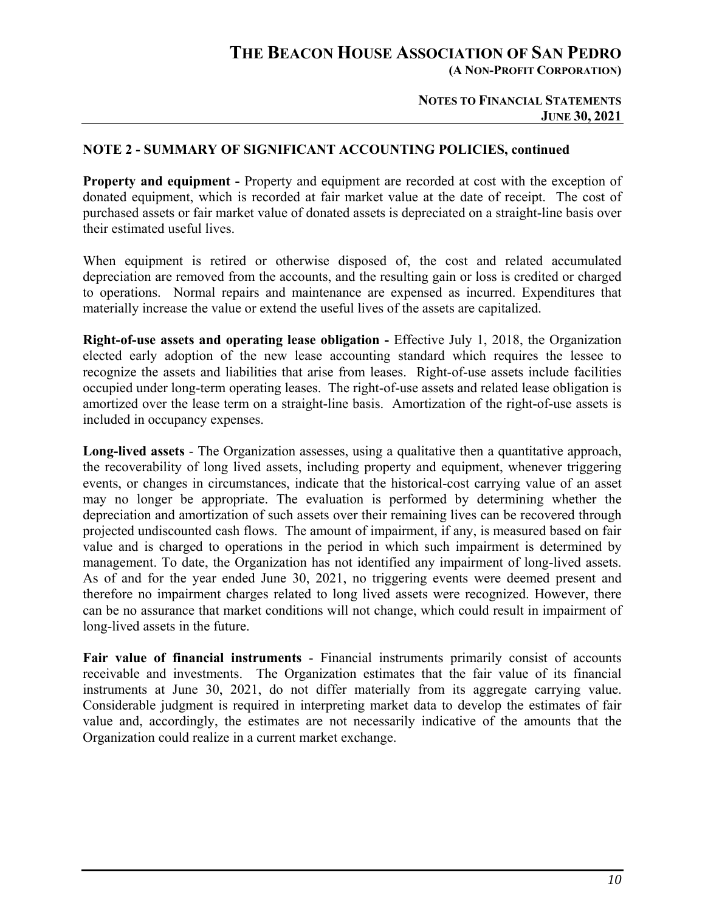## NOTE 2 - SUMMARY OF SIGNIFICANT ACCOUNTING POLICIES, continued

**Property and equipment -** Property and equipment are recorded at cost with the exception of donated equipment, which is recorded at fair market value at the date of receipt. The cost of purchased assets or fair market value of donated assets is depreciated on a straight-line basis over their estimated useful lives.

When equipment is retired or otherwise disposed of, the cost and related accumulated depreciation are removed from the accounts, and the resulting gain or loss is credited or charged to operations. Normal repairs and maintenance are expensed as incurred. Expenditures that materially increase the value or extend the useful lives of the assets are capitalized.

**Right-of-use assets and operating lease obligation -** Effective July 1, 2018, the Organization elected early adoption of the new lease accounting standard which requires the lessee to recognize the assets and liabilities that arise from leases. Right-of-use assets include facilities occupied under long-term operating leases. The right-of-use assets and related lease obligation is amortized over the lease term on a straight-line basis. Amortization of the right-of-use assets is included in occupancy expenses.

**Long-lived assets** - The Organization assesses, using a qualitative then a quantitative approach, the recoverability of long lived assets, including property and equipment, whenever triggering events, or changes in circumstances, indicate that the historical-cost carrying value of an asset may no longer be appropriate. The evaluation is performed by determining whether the depreciation and amortization of such assets over their remaining lives can be recovered through projected undiscounted cash flows. The amount of impairment, if any, is measured based on fair value and is charged to operations in the period in which such impairment is determined by management. To date, the Organization has not identified any impairment of long-lived assets. As of and for the year ended June 30, 2021, no triggering events were deemed present and therefore no impairment charges related to long lived assets were recognized. However, there can be no assurance that market conditions will not change, which could result in impairment of long-lived assets in the future.

**Fair value of financial instruments** - Financial instruments primarily consist of accounts receivable and investments. The Organization estimates that the fair value of its financial instruments at June 30, 2021, do not differ materially from its aggregate carrying value. Considerable judgment is required in interpreting market data to develop the estimates of fair value and, accordingly, the estimates are not necessarily indicative of the amounts that the Organization could realize in a current market exchange.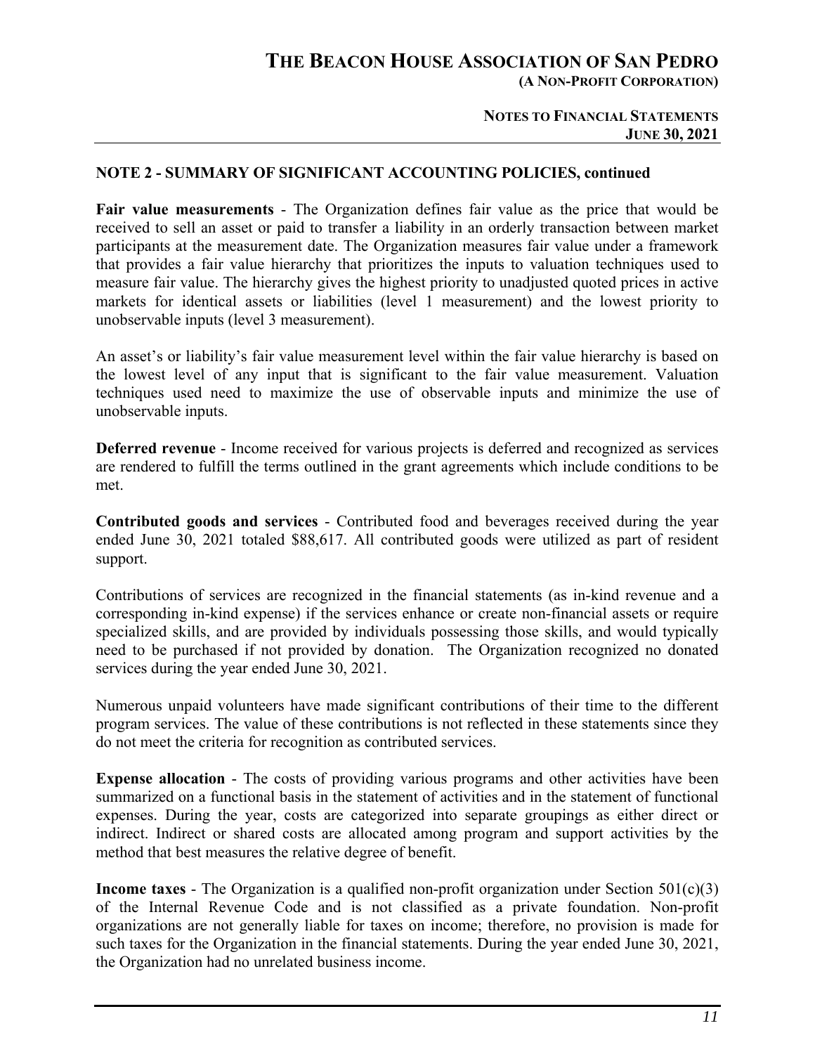## NOTE 2 - SUMMARY OF SIGNIFICANT ACCOUNTING POLICIES, continued

**Fair value measurements** - The Organization defines fair value as the price that would be received to sell an asset or paid to transfer a liability in an orderly transaction between market participants at the measurement date. The Organization measures fair value under a framework that provides a fair value hierarchy that prioritizes the inputs to valuation techniques used to measure fair value. The hierarchy gives the highest priority to unadjusted quoted prices in active markets for identical assets or liabilities (level 1 measurement) and the lowest priority to unobservable inputs (level 3 measurement).

An asset's or liability's fair value measurement level within the fair value hierarchy is based on the lowest level of any input that is significant to the fair value measurement. Valuation techniques used need to maximize the use of observable inputs and minimize the use of unobservable inputs.

**Deferred revenue** - Income received for various projects is deferred and recognized as services are rendered to fulfill the terms outlined in the grant agreements which include conditions to be met.

**Contributed goods and services** - Contributed food and beverages received during the year ended June 30, 2021 totaled $88,617. All contributed goods were utilized as part of resident support.

Contributions of services are recognized in the financial statements (as in-kind revenue and a corresponding in-kind expense) if the services enhance or create non-financial assets or require specialized skills, and are provided by individuals possessing those skills, and would typically need to be purchased if not provided by donation. The Organization recognized no donated services during the year ended June 30, 2021.

Numerous unpaid volunteers have made significant contributions of their time to the different program services. The value of these contributions is not reflected in these statements since they do not meet the criteria for recognition as contributed services.

**Expense allocation** - The costs of providing various programs and other activities have been summarized on a functional basis in the statement of activities and in the statement of functional expenses. During the year, costs are categorized into separate groupings as either direct or indirect. Indirect or shared costs are allocated among program and support activities by the method that best measures the relative degree of benefit.

**Income taxes** - The Organization is a qualified non-profit organization under Section 501(c)(3) of the Internal Revenue Code and is not classified as a private foundation. Non-profit organizations are not generally liable for taxes on income; therefore, no provision is made for such taxes for the Organization in the financial statements. During the year ended June 30, 2021, the Organization had no unrelated business income.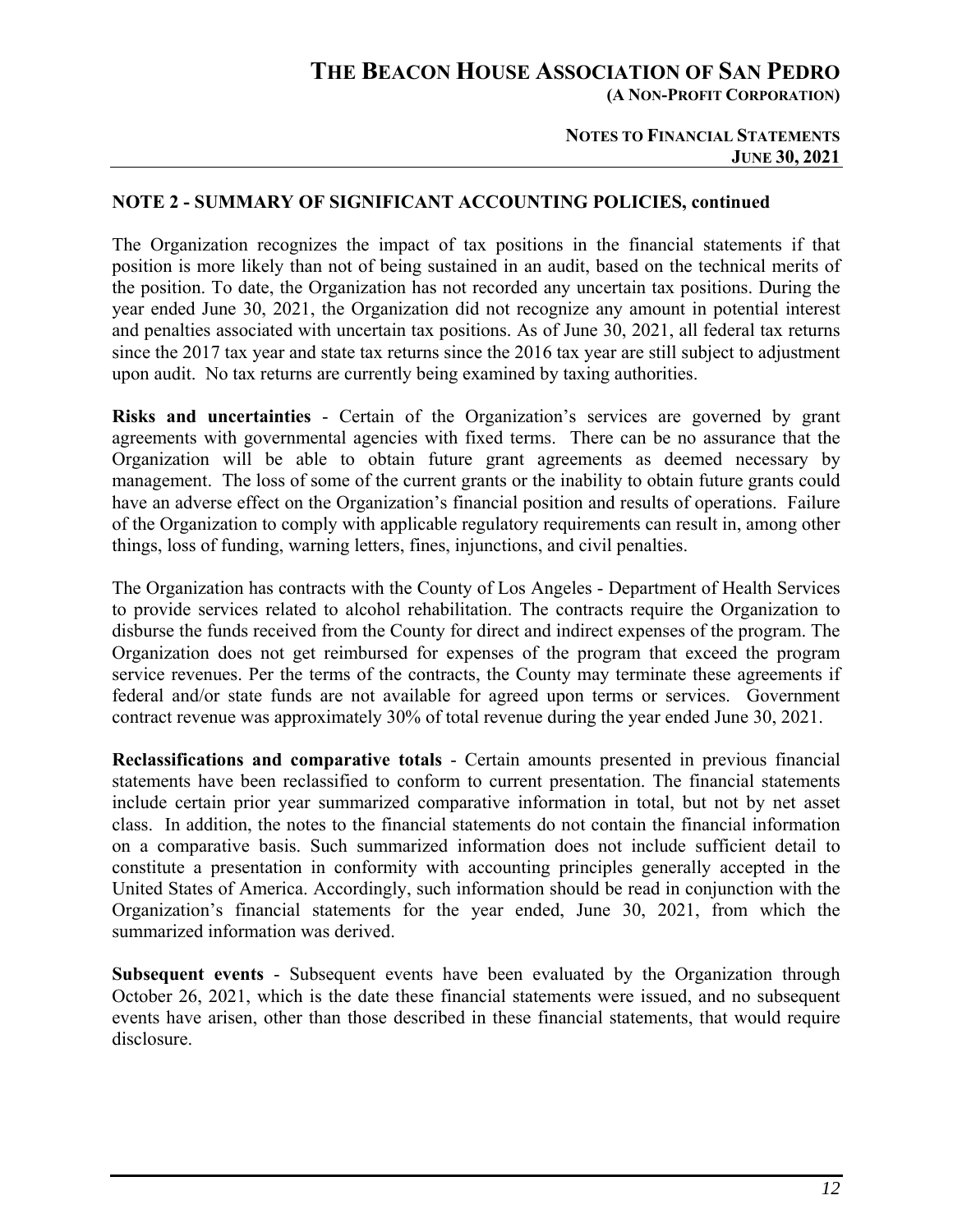## NOTE 2 - SUMMARY OF SIGNIFICANT ACCOUNTING POLICIES, continued

The Organization recognizes the impact of tax positions in the financial statements if that position is more likely than not of being sustained in an audit, based on the technical merits of the position. To date, the Organization has not recorded any uncertain tax positions. During the year ended June 30, 2021, the Organization did not recognize any amount in potential interest and penalties associated with uncertain tax positions. As of June 30, 2021, all federal tax returns since the 2017 tax year and state tax returns since the 2016 tax year are still subject to adjustment upon audit. No tax returns are currently being examined by taxing authorities.

**Risks and uncertainties** - Certain of the Organization's services are governed by grant agreements with governmental agencies with fixed terms. There can be no assurance that the Organization will be able to obtain future grant agreements as deemed necessary by management. The loss of some of the current grants or the inability to obtain future grants could have an adverse effect on the Organization's financial position and results of operations. Failure of the Organization to comply with applicable regulatory requirements can result in, among other things, loss of funding, warning letters, fines, injunctions, and civil penalties.

The Organization has contracts with the County of Los Angeles - Department of Health Services to provide services related to alcohol rehabilitation. The contracts require the Organization to disburse the funds received from the County for direct and indirect expenses of the program. The Organization does not get reimbursed for expenses of the program that exceed the program service revenues. Per the terms of the contracts, the County may terminate these agreements if federal and/or state funds are not available for agreed upon terms or services. Government contract revenue was approximately 30% of total revenue during the year ended June 30, 2021.

**Reclassifications and comparative totals** - Certain amounts presented in previous financial statements have been reclassified to conform to current presentation. The financial statements include certain prior year summarized comparative information in total, but not by net asset class. In addition, the notes to the financial statements do not contain the financial information on a comparative basis. Such summarized information does not include sufficient detail to constitute a presentation in conformity with accounting principles generally accepted in the United States of America. Accordingly, such information should be read in conjunction with the Organization's financial statements for the year ended, June 30, 2021, from which the summarized information was derived.

**Subsequent events** - Subsequent events have been evaluated by the Organization through October 26, 2021, which is the date these financial statements were issued, and no subsequent events have arisen, other than those described in these financial statements, that would require disclosure.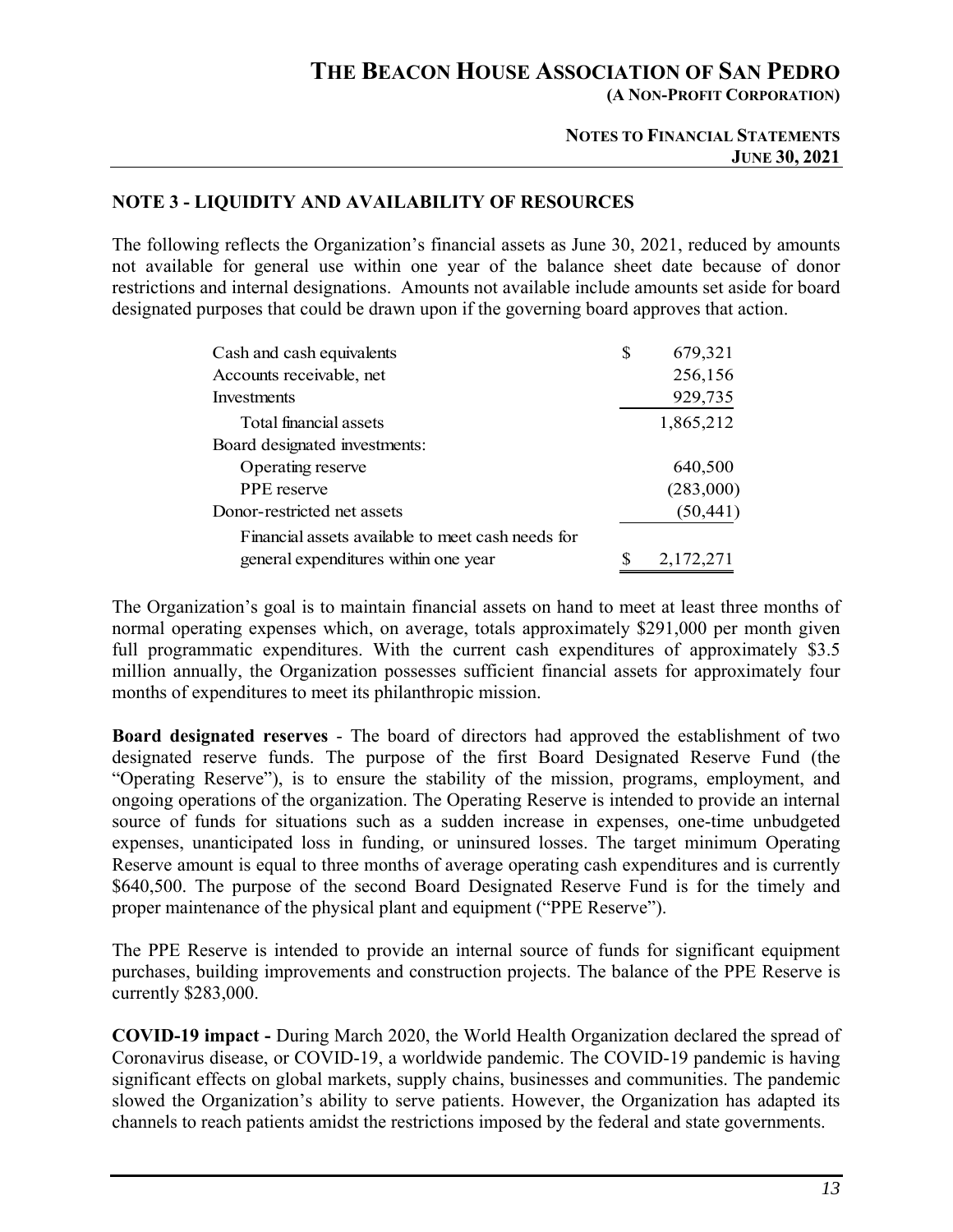## NOTE 3 - LIQUIDITY AND AVAILABILITY OF RESOURCES

The following reflects the Organization's financial assets as June 30, 2021, reduced by amounts not available for general use within one year of the balance sheet date because of donor restrictions and internal designations. Amounts not available include amounts set aside for board designated purposes that could be drawn upon if the governing board approves that action.

| | | |
|---|---|---|
| Cash and cash equivalents | $ | 679,321 |
| Accounts receivable, net | | 256,156 |
| Investments | | 929,735 |
| Total financial assets | | 1,865,212 |
| Board designated investments: | | |
| Operating reserve | | 640,500 |
| PPE reserve | | (283,000) |
| Donor-restricted net assets | | (50,441) |
| Financial assets available to meet cash needs for general expenditures within one year | $ | 2,172,271 |

The Organization's goal is to maintain financial assets on hand to meet at least three months of normal operating expenses which, on average, totals approximately $291,000 per month given full programmatic expenditures. With the current cash expenditures of approximately $3.5 million annually, the Organization possesses sufficient financial assets for approximately four months of expenditures to meet its philanthropic mission.

**Board designated reserves** - The board of directors had approved the establishment of two designated reserve funds. The purpose of the first Board Designated Reserve Fund (the "Operating Reserve"), is to ensure the stability of the mission, programs, employment, and ongoing operations of the organization. The Operating Reserve is intended to provide an internal source of funds for situations such as a sudden increase in expenses, one-time unbudgeted expenses, unanticipated loss in funding, or uninsured losses. The target minimum Operating Reserve amount is equal to three months of average operating cash expenditures and is currently $640,500. The purpose of the second Board Designated Reserve Fund is for the timely and proper maintenance of the physical plant and equipment ("PPE Reserve").

The PPE Reserve is intended to provide an internal source of funds for significant equipment purchases, building improvements and construction projects. The balance of the PPE Reserve is currently $283,000.

**COVID-19 impact -** During March 2020, the World Health Organization declared the spread of Coronavirus disease, or COVID-19, a worldwide pandemic. The COVID-19 pandemic is having significant effects on global markets, supply chains, businesses and communities. The pandemic slowed the Organization's ability to serve patients. However, the Organization has adapted its channels to reach patients amidst the restrictions imposed by the federal and state governments.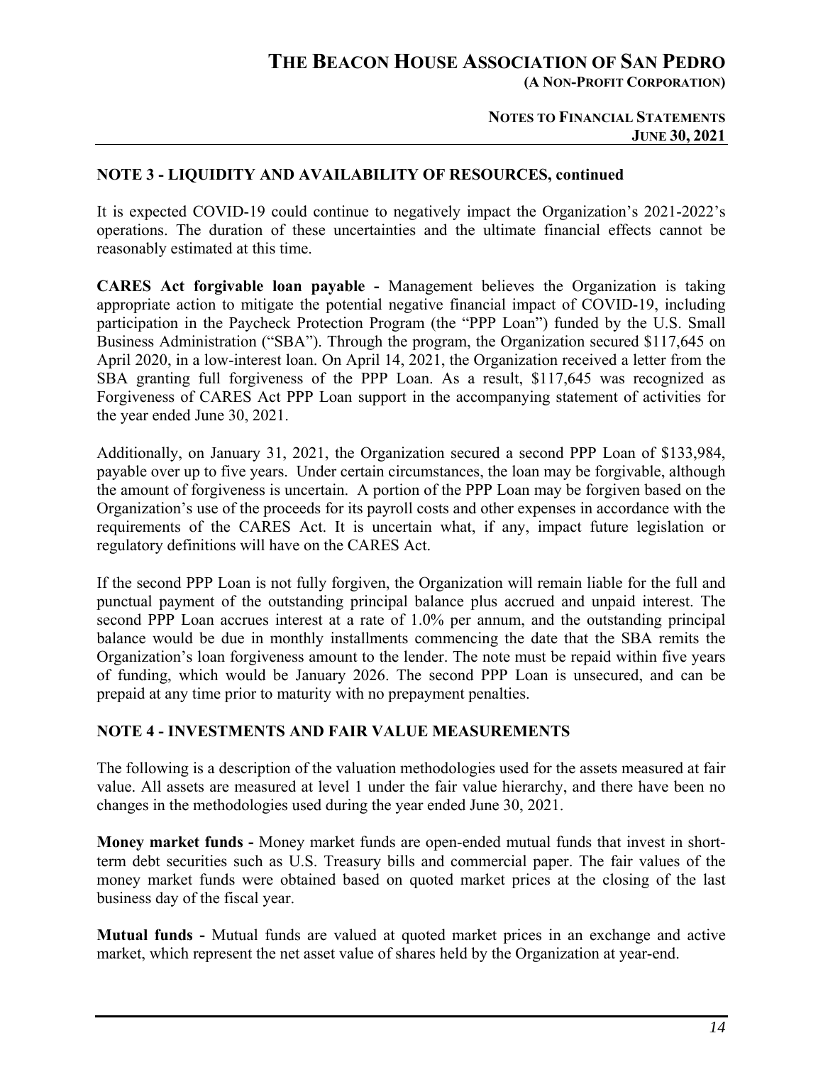## NOTE 3 - LIQUIDITY AND AVAILABILITY OF RESOURCES, continued

It is expected COVID-19 could continue to negatively impact the Organization's 2021-2022's operations. The duration of these uncertainties and the ultimate financial effects cannot be reasonably estimated at this time.

**CARES Act forgivable loan payable -** Management believes the Organization is taking appropriate action to mitigate the potential negative financial impact of COVID-19, including participation in the Paycheck Protection Program (the "PPP Loan") funded by the U.S. Small Business Administration ("SBA"). Through the program, the Organization secured $117,645 on April 2020, in a low-interest loan. On April 14, 2021, the Organization received a letter from the SBA granting full forgiveness of the PPP Loan. As a result, $117,645 was recognized as Forgiveness of CARES Act PPP Loan support in the accompanying statement of activities for the year ended June 30, 2021.

Additionally, on January 31, 2021, the Organization secured a second PPP Loan of $133,984, payable over up to five years. Under certain circumstances, the loan may be forgivable, although the amount of forgiveness is uncertain. A portion of the PPP Loan may be forgiven based on the Organization's use of the proceeds for its payroll costs and other expenses in accordance with the requirements of the CARES Act. It is uncertain what, if any, impact future legislation or regulatory definitions will have on the CARES Act.

If the second PPP Loan is not fully forgiven, the Organization will remain liable for the full and punctual payment of the outstanding principal balance plus accrued and unpaid interest. The second PPP Loan accrues interest at a rate of 1.0% per annum, and the outstanding principal balance would be due in monthly installments commencing the date that the SBA remits the Organization's loan forgiveness amount to the lender. The note must be repaid within five years of funding, which would be January 2026. The second PPP Loan is unsecured, and can be prepaid at any time prior to maturity with no prepayment penalties.

## NOTE 4 - INVESTMENTS AND FAIR VALUE MEASUREMENTS

The following is a description of the valuation methodologies used for the assets measured at fair value. All assets are measured at level 1 under the fair value hierarchy, and there have been no changes in the methodologies used during the year ended June 30, 2021.

**Money market funds -** Money market funds are open-ended mutual funds that invest in short-term debt securities such as U.S. Treasury bills and commercial paper. The fair values of the money market funds were obtained based on quoted market prices at the closing of the last business day of the fiscal year.

**Mutual funds -** Mutual funds are valued at quoted market prices in an exchange and active market, which represent the net asset value of shares held by the Organization at year-end.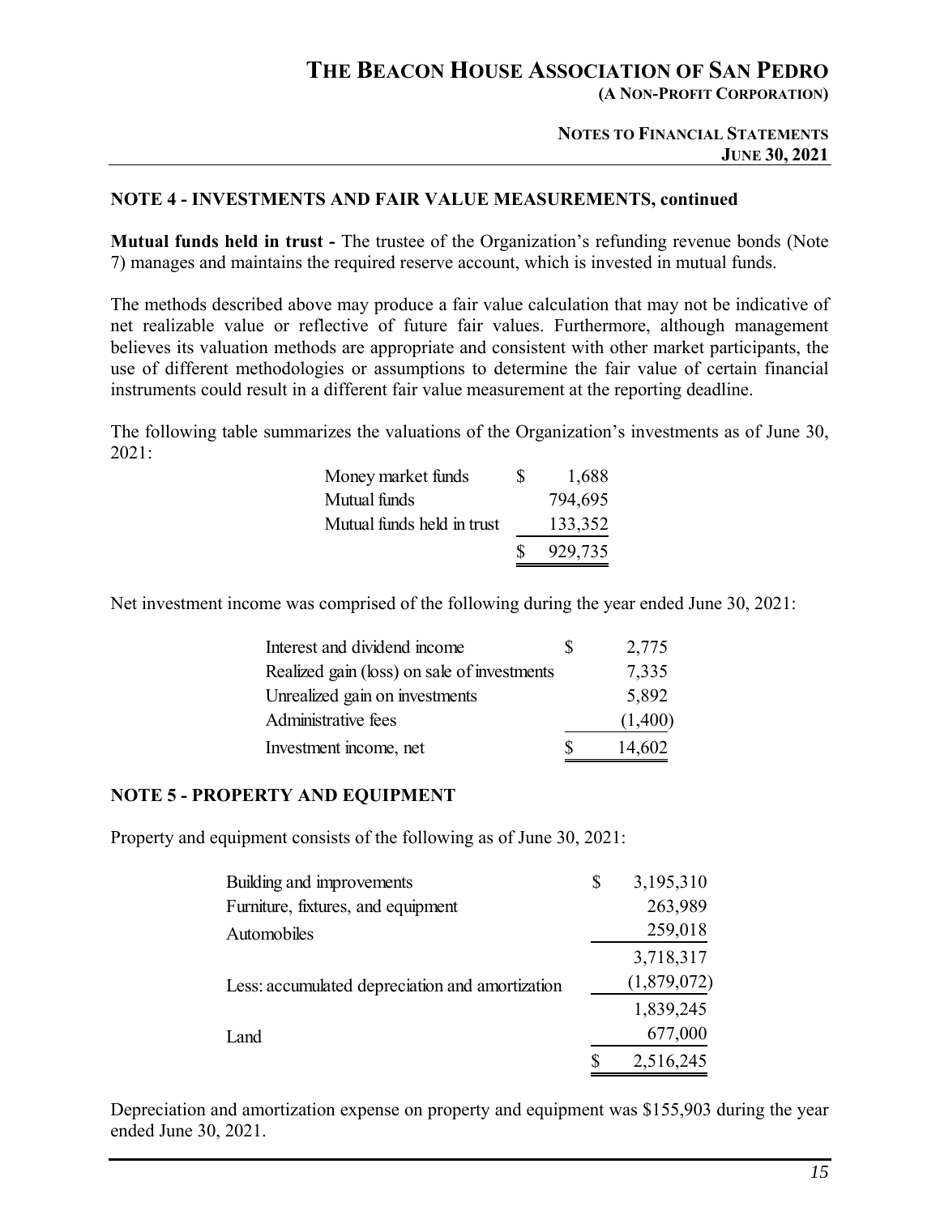## NOTE 4 - INVESTMENTS AND FAIR VALUE MEASUREMENTS, continued

**Mutual funds held in trust -** The trustee of the Organization's refunding revenue bonds (Note 7) manages and maintains the required reserve account, which is invested in mutual funds.

The methods described above may produce a fair value calculation that may not be indicative of net realizable value or reflective of future fair values. Furthermore, although management believes its valuation methods are appropriate and consistent with other market participants, the use of different methodologies or assumptions to determine the fair value of certain financial instruments could result in a different fair value measurement at the reporting deadline.

The following table summarizes the valuations of the Organization's investments as of June 30, 2021:

| | |
|---|---|
| Money market funds | $ 1,688 |
| Mutual funds | 794,695 |
| Mutual funds held in trust | 133,352 |
| | $ 929,735 |

Net investment income was comprised of the following during the year ended June 30, 2021:

| | |
|---|---|
| Interest and dividend income | $ 2,775 |
| Realized gain (loss) on sale of investments | 7,335 |
| Unrealized gain on investments | 5,892 |
| Administrative fees | (1,400) |
| Investment income, net | $ 14,602 |

## NOTE 5 - PROPERTY AND EQUIPMENT

Property and equipment consists of the following as of June 30, 2021:

| | |
|---|---|
| Building and improvements | $ 3,195,310 |
| Furniture, fixtures, and equipment | 263,989 |
| Automobiles | 259,018 |
| | 3,718,317 |
| Less: accumulated depreciation and amortization | (1,879,072) |
| | 1,839,245 |
| Land | 677,000 |
| | $ 2,516,245 |

Depreciation and amortization expense on property and equipment was $155,903 during the year ended June 30, 2021.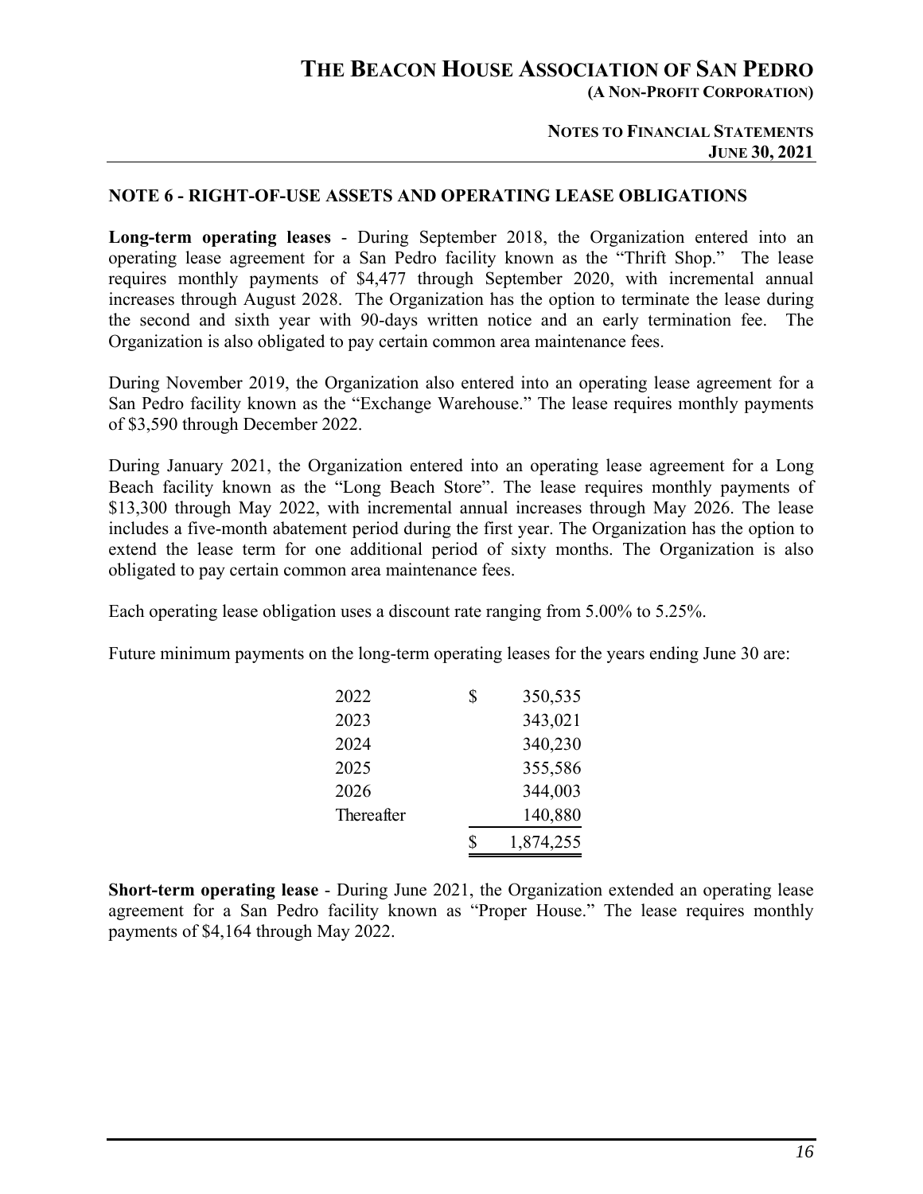## NOTE 6 - RIGHT-OF-USE ASSETS AND OPERATING LEASE OBLIGATIONS

**Long-term operating leases** - During September 2018, the Organization entered into an operating lease agreement for a San Pedro facility known as the "Thrift Shop." The lease requires monthly payments of $4,477 through September 2020, with incremental annual increases through August 2028. The Organization has the option to terminate the lease during the second and sixth year with 90-days written notice and an early termination fee. The Organization is also obligated to pay certain common area maintenance fees.

During November 2019, the Organization also entered into an operating lease agreement for a San Pedro facility known as the "Exchange Warehouse." The lease requires monthly payments of $3,590 through December 2022.

During January 2021, the Organization entered into an operating lease agreement for a Long Beach facility known as the "Long Beach Store". The lease requires monthly payments of $13,300 through May 2022, with incremental annual increases through May 2026. The lease includes a five-month abatement period during the first year. The Organization has the option to extend the lease term for one additional period of sixty months. The Organization is also obligated to pay certain common area maintenance fees.

Each operating lease obligation uses a discount rate ranging from 5.00% to 5.25%.

Future minimum payments on the long-term operating leases for the years ending June 30 are:

| | |
|---|---|
| 2022 | $ 350,535 |
| 2023 | 343,021 |
| 2024 | 340,230 |
| 2025 | 355,586 |
| 2026 | 344,003 |
| Thereafter | 140,880 |
| | $ 1,874,255 |

**Short-term operating lease** - During June 2021, the Organization extended an operating lease agreement for a San Pedro facility known as "Proper House." The lease requires monthly payments of $4,164 through May 2022.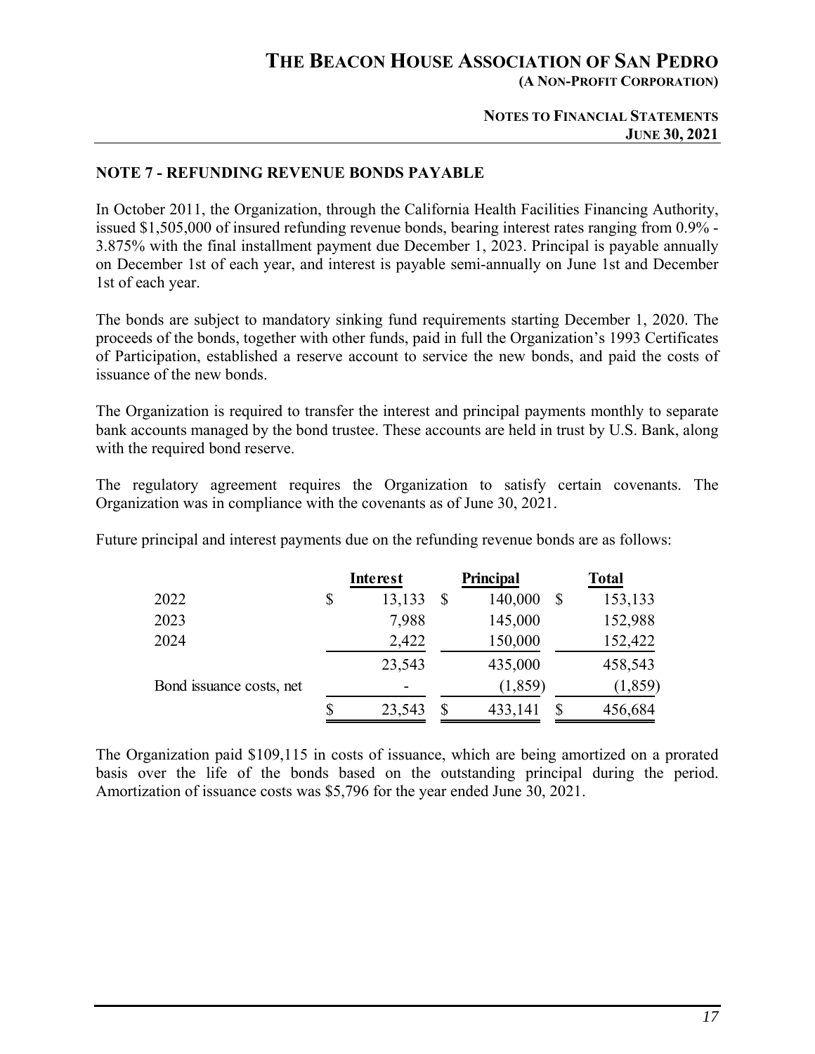## NOTE 7 - REFUNDING REVENUE BONDS PAYABLE

In October 2011, the Organization, through the California Health Facilities Financing Authority, issued $1,505,000 of insured refunding revenue bonds, bearing interest rates ranging from 0.9% - 3.875% with the final installment payment due December 1, 2023. Principal is payable annually on December 1st of each year, and interest is payable semi-annually on June 1st and December 1st of each year.

The bonds are subject to mandatory sinking fund requirements starting December 1, 2020. The proceeds of the bonds, together with other funds, paid in full the Organization's 1993 Certificates of Participation, established a reserve account to service the new bonds, and paid the costs of issuance of the new bonds.

The Organization is required to transfer the interest and principal payments monthly to separate bank accounts managed by the bond trustee. These accounts are held in trust by U.S. Bank, along with the required bond reserve.

The regulatory agreement requires the Organization to satisfy certain covenants. The Organization was in compliance with the covenants as of June 30, 2021.

Future principal and interest payments due on the refunding revenue bonds are as follows:

| | Interest | Principal | Total |
|---|---|---|---|
| 2022 | $ 13,133 | $ 140,000 | $ 153,133 |
| 2023 | 7,988 | 145,000 | 152,988 |
| 2024 | 2,422 | 150,000 | 152,422 |
| | 23,543 | 435,000 | 458,543 |
| Bond issuance costs, net | - | (1,859) | (1,859) |
| | $ 23,543 | $ 433,141 | $ 456,684 |

The Organization paid $109,115 in costs of issuance, which are being amortized on a prorated basis over the life of the bonds based on the outstanding principal during the period. Amortization of issuance costs was $5,796 for the year ended June 30, 2021.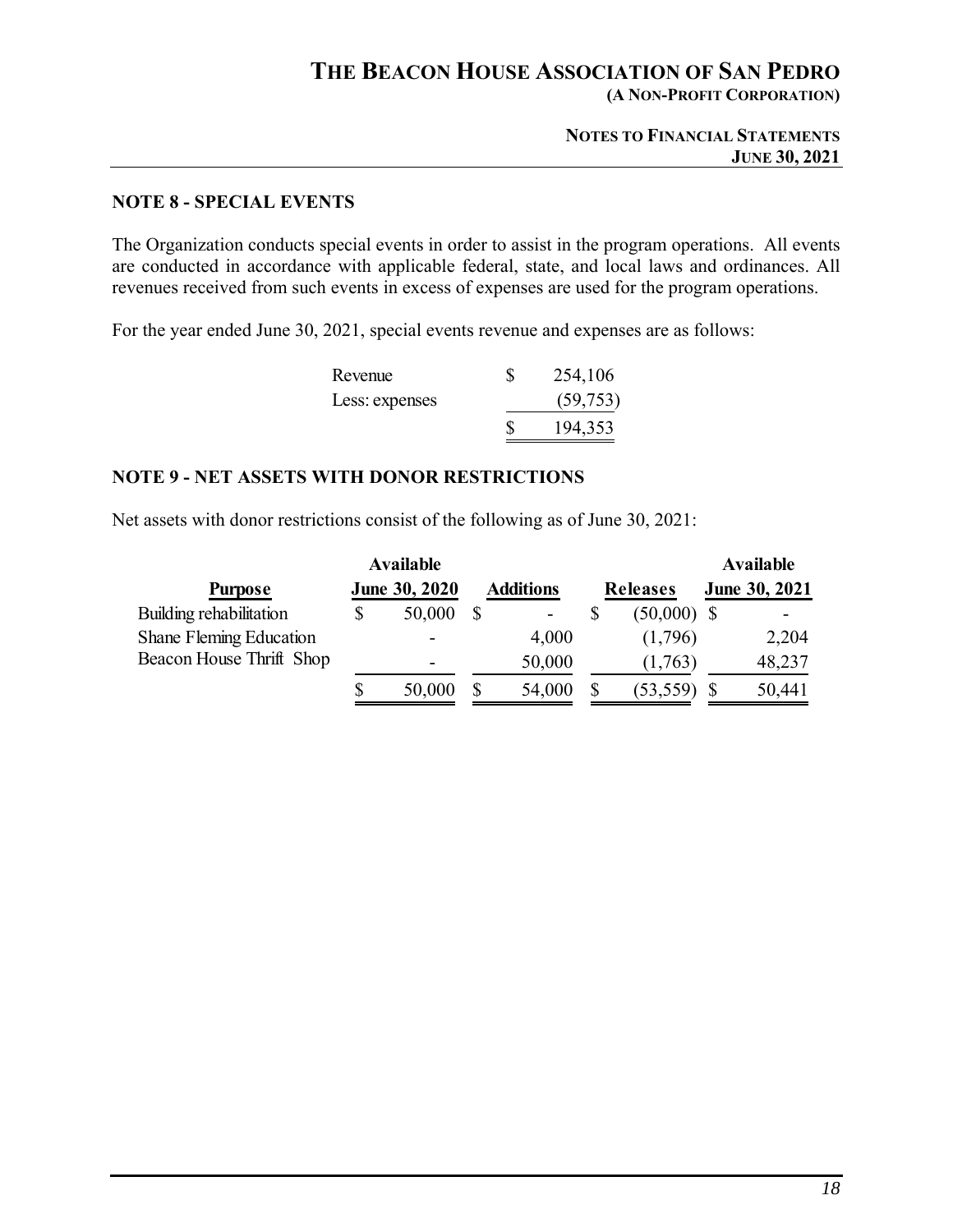# NOTE 8 - SPECIAL EVENTS

The Organization conducts special events in order to assist in the program operations. All events are conducted in accordance with applicable federal, state, and local laws and ordinances. All revenues received from such events in excess of expenses are used for the program operations.

For the year ended June 30, 2021, special events revenue and expenses are as follows:

| | |
|---|---|
| Revenue | $ 254,106 |
| Less: expenses | (59,753) |
| | $ 194,353 |

# NOTE 9 - NET ASSETS WITH DONOR RESTRICTIONS

Net assets with donor restrictions consist of the following as of June 30, 2021:

| Purpose | Available June 30, 2020 | Additions | Releases | Available June 30, 2021 |
|---|---|---|---|---|
| Building rehabilitation | $ 50,000 | $ - | $ (50,000) | $ - |
| Shane Fleming Education | - | 4,000 | (1,796) | 2,204 |
| Beacon House Thrift Shop | - | 50,000 | (1,763) | 48,237 |
| | $ 50,000 | $ 54,000 | $ (53,559) | $ 50,441 |